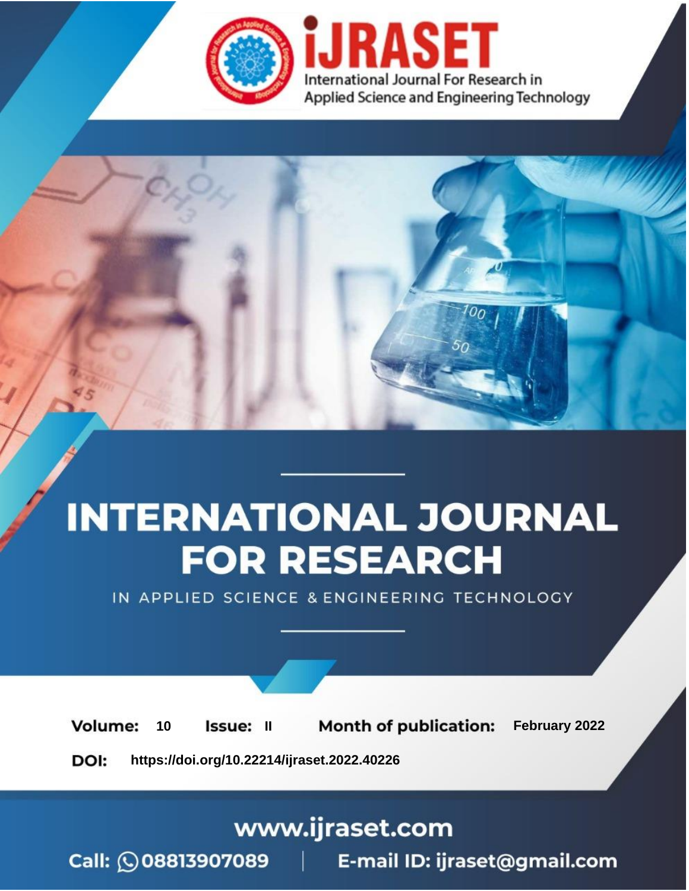# iJRASET

International Journal For Research in Applied Science and Engineering Technology

# INTERNATIONAL JOURNAL FOR RESEARCH

IN APPLIED SCIENCE & ENGINEERING TECHNOLOGY

**Volume:** 10 **Issue:** II **Month of publication:** February 2022

**DOI:** https://doi.org/10.22214/ijraset.2022.40226

www.ijraset.com

Call: 08813907089 | E-mail ID: ijraset@gmail.com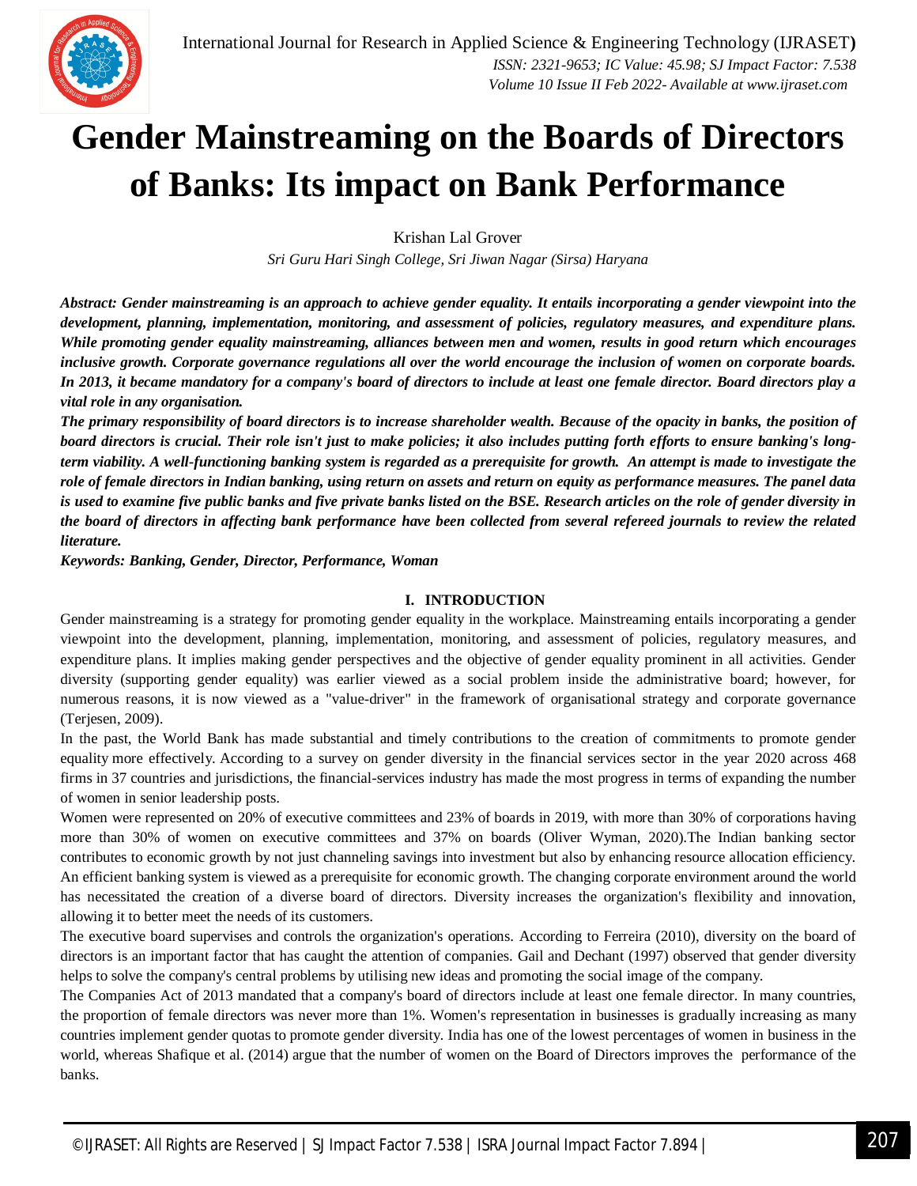# Gender Mainstreaming on the Boards of Directors of Banks: Its impact on Bank Performance

Krishan Lal Grover

*Sri Guru Hari Singh College, Sri Jiwan Nagar (Sirsa) Haryana*

***Abstract:** Gender mainstreaming is an approach to achieve gender equality. It entails incorporating a gender viewpoint into the development, planning, implementation, monitoring, and assessment of policies, regulatory measures, and expenditure plans. While promoting gender equality mainstreaming, alliances between men and women, results in good return which encourages inclusive growth. Corporate governance regulations all over the world encourage the inclusion of women on corporate boards. In 2013, it became mandatory for a company's board of directors to include at least one female director. Board directors play a vital role in any organisation.*

***The primary responsibility of board directors is to increase shareholder wealth. Because of the opacity in banks, the position of board directors is crucial. Their role isn't just to make policies; it also includes putting forth efforts to ensure banking's long-term viability. A well-functioning banking system is regarded as a prerequisite for growth. An attempt is made to investigate the role of female directors in Indian banking, using return on assets and return on equity as performance measures. The panel data is used to examine five public banks and five private banks listed on the BSE. Research articles on the role of gender diversity in the board of directors in affecting bank performance have been collected from several refereed journals to review the related literature.***

***Keywords: Banking, Gender, Director, Performance, Woman***

## I. INTRODUCTION

Gender mainstreaming is a strategy for promoting gender equality in the workplace. Mainstreaming entails incorporating a gender viewpoint into the development, planning, implementation, monitoring, and assessment of policies, regulatory measures, and expenditure plans. It implies making gender perspectives and the objective of gender equality prominent in all activities. Gender diversity (supporting gender equality) was earlier viewed as a social problem inside the administrative board; however, for numerous reasons, it is now viewed as a "value-driver" in the framework of organisational strategy and corporate governance (Terjesen, 2009).

In the past, the World Bank has made substantial and timely contributions to the creation of commitments to promote gender equality more effectively. According to a survey on gender diversity in the financial services sector in the year 2020 across 468 firms in 37 countries and jurisdictions, the financial-services industry has made the most progress in terms of expanding the number of women in senior leadership posts.

Women were represented on 20% of executive committees and 23% of boards in 2019, with more than 30% of corporations having more than 30% of women on executive committees and 37% on boards (Oliver Wyman, 2020).The Indian banking sector contributes to economic growth by not just channeling savings into investment but also by enhancing resource allocation efficiency. An efficient banking system is viewed as a prerequisite for economic growth. The changing corporate environment around the world has necessitated the creation of a diverse board of directors. Diversity increases the organization's flexibility and innovation, allowing it to better meet the needs of its customers.

The executive board supervises and controls the organization's operations. According to Ferreira (2010), diversity on the board of directors is an important factor that has caught the attention of companies. Gail and Dechant (1997) observed that gender diversity helps to solve the company's central problems by utilising new ideas and promoting the social image of the company.

The Companies Act of 2013 mandated that a company's board of directors include at least one female director. In many countries, the proportion of female directors was never more than 1%. Women's representation in businesses is gradually increasing as many countries implement gender quotas to promote gender diversity. India has one of the lowest percentages of women in business in the world, whereas Shafique et al. (2014) argue that the number of women on the Board of Directors improves the performance of the banks.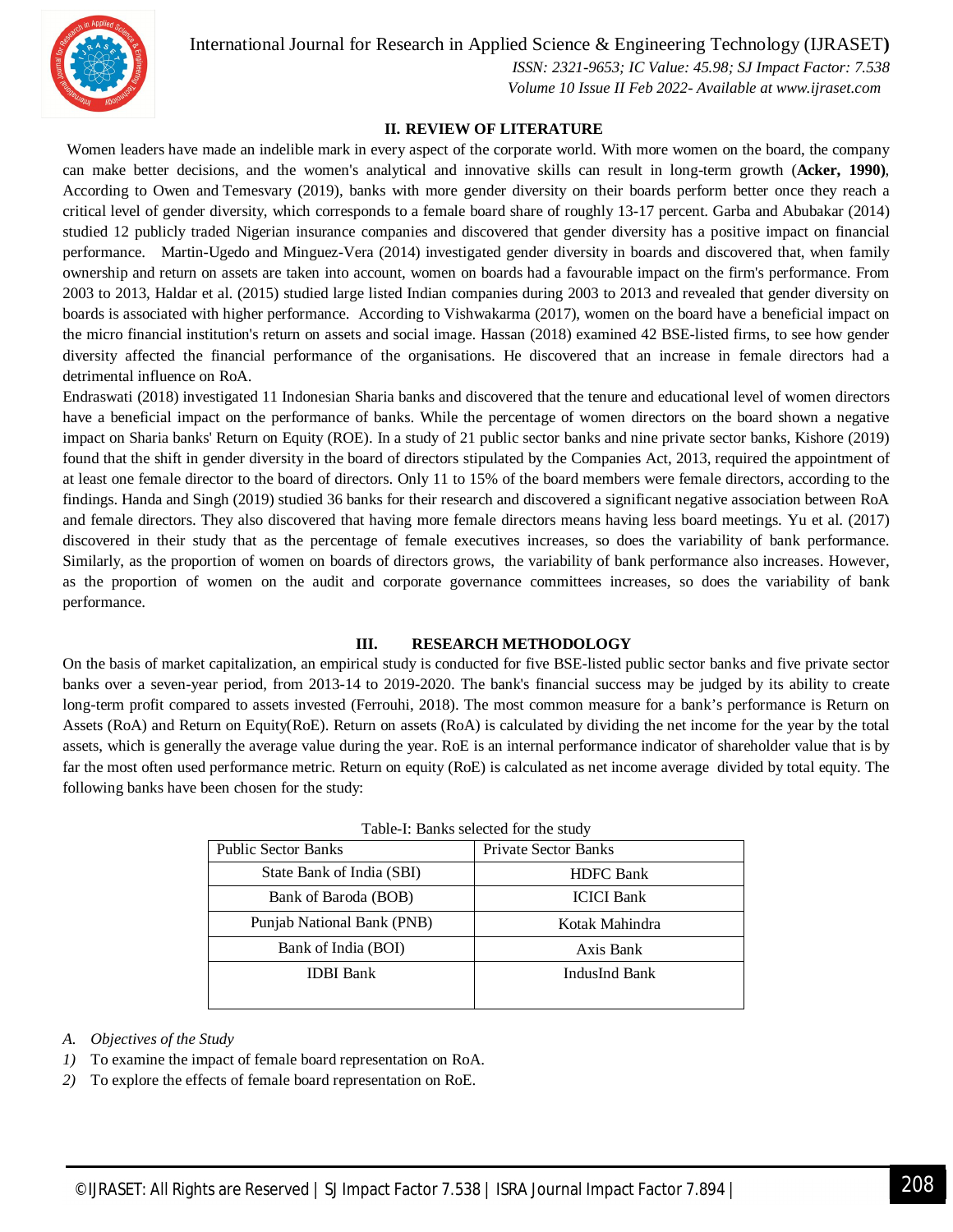## II. REVIEW OF LITERATURE

Women leaders have made an indelible mark in every aspect of the corporate world. With more women on the board, the company can make better decisions, and the women's analytical and innovative skills can result in long-term growth (**Acker, 1990)**, According to Owen and Temesvary (2019), banks with more gender diversity on their boards perform better once they reach a critical level of gender diversity, which corresponds to a female board share of roughly 13-17 percent. Garba and Abubakar (2014) studied 12 publicly traded Nigerian insurance companies and discovered that gender diversity has a positive impact on financial performance. Martin-Ugedo and Minguez-Vera (2014) investigated gender diversity in boards and discovered that, when family ownership and return on assets are taken into account, women on boards had a favourable impact on the firm's performance. From 2003 to 2013, Haldar et al. (2015) studied large listed Indian companies during 2003 to 2013 and revealed that gender diversity on boards is associated with higher performance. According to Vishwakarma (2017), women on the board have a beneficial impact on the micro financial institution's return on assets and social image. Hassan (2018) examined 42 BSE-listed firms, to see how gender diversity affected the financial performance of the organisations. He discovered that an increase in female directors had a detrimental influence on RoA.

Endraswati (2018) investigated 11 Indonesian Sharia banks and discovered that the tenure and educational level of women directors have a beneficial impact on the performance of banks. While the percentage of women directors on the board shown a negative impact on Sharia banks' Return on Equity (ROE). In a study of 21 public sector banks and nine private sector banks, Kishore (2019) found that the shift in gender diversity in the board of directors stipulated by the Companies Act, 2013, required the appointment of at least one female director to the board of directors. Only 11 to 15% of the board members were female directors, according to the findings. Handa and Singh (2019) studied 36 banks for their research and discovered a significant negative association between RoA and female directors. They also discovered that having more female directors means having less board meetings. Yu et al. (2017) discovered in their study that as the percentage of female executives increases, so does the variability of bank performance. Similarly, as the proportion of women on boards of directors grows, the variability of bank performance also increases. However, as the proportion of women on the audit and corporate governance committees increases, so does the variability of bank performance.

## III. RESEARCH METHODOLOGY

On the basis of market capitalization, an empirical study is conducted for five BSE-listed public sector banks and five private sector banks over a seven-year period, from 2013-14 to 2019-2020. The bank's financial success may be judged by its ability to create long-term profit compared to assets invested (Ferrouhi, 2018). The most common measure for a bank's performance is Return on Assets (RoA) and Return on Equity(RoE). Return on assets (RoA) is calculated by dividing the net income for the year by the total assets, which is generally the average value during the year. RoE is an internal performance indicator of shareholder value that is by far the most often used performance metric. Return on equity (RoE) is calculated as net income average divided by total equity. The following banks have been chosen for the study:

Table-I: Banks selected for the study

| Public Sector Banks | Private Sector Banks |
|---|---|
| State Bank of India (SBI) | HDFC Bank |
| Bank of Baroda (BOB) | ICICI Bank |
| Punjab National Bank (PNB) | Kotak Mahindra |
| Bank of India (BOI) | Axis Bank |
| IDBI Bank | IndusInd Bank |

### *A. Objectives of the Study*

1) To examine the impact of female board representation on RoA.
2) To explore the effects of female board representation on RoE.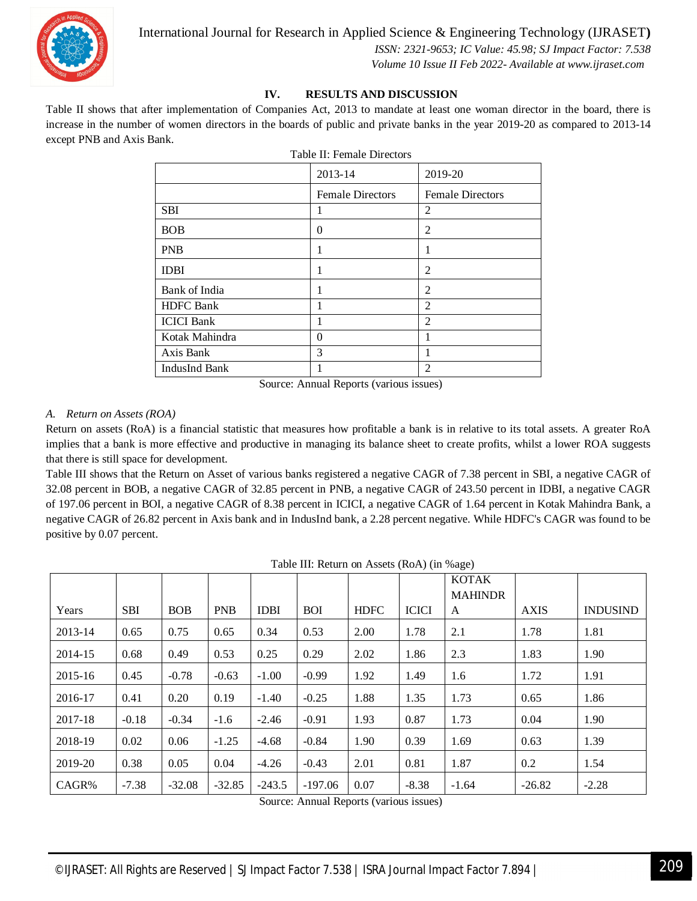## IV. RESULTS AND DISCUSSION

Table II shows that after implementation of Companies Act, 2013 to mandate at least one woman director in the board, there is increase in the number of women directors in the boards of public and private banks in the year 2019-20 as compared to 2013-14 except PNB and Axis Bank.

Table II: Female Directors

| | 2013-14 | 2019-20 |
|---|---|---|
| | Female Directors | Female Directors |
| SBI | 1 | 2 |
| BOB | 0 | 2 |
| PNB | 1 | 1 |
| IDBI | 1 | 2 |
| Bank of India | 1 | 2 |
| HDFC Bank | 1 | 2 |
| ICICI Bank | 1 | 2 |
| Kotak Mahindra | 0 | 1 |
| Axis Bank | 3 | 1 |
| IndusInd Bank | 1 | 2 |

Source: Annual Reports (various issues)

### *A. Return on Assets (ROA)*

Return on assets (RoA) is a financial statistic that measures how profitable a bank is in relative to its total assets. A greater RoA implies that a bank is more effective and productive in managing its balance sheet to create profits, whilst a lower ROA suggests that there is still space for development.

Table III shows that the Return on Asset of various banks registered a negative CAGR of 7.38 percent in SBI, a negative CAGR of 32.08 percent in BOB, a negative CAGR of 32.85 percent in PNB, a negative CAGR of 243.50 percent in IDBI, a negative CAGR of 197.06 percent in BOI, a negative CAGR of 8.38 percent in ICICI, a negative CAGR of 1.64 percent in Kotak Mahindra Bank, a negative CAGR of 26.82 percent in Axis bank and in IndusInd bank, a 2.28 percent negative. While HDFC's CAGR was found to be positive by 0.07 percent.

Table III: Return on Assets (RoA) (in %age)

| Years | SBI | BOB | PNB | IDBI | BOI | HDFC | ICICI | KOTAK MAHINDRA | AXIS | INDUSIND |
|---|---|---|---|---|---|---|---|---|---|---|
| 2013-14 | 0.65 | 0.75 | 0.65 | 0.34 | 0.53 | 2.00 | 1.78 | 2.1 | 1.78 | 1.81 |
| 2014-15 | 0.68 | 0.49 | 0.53 | 0.25 | 0.29 | 2.02 | 1.86 | 2.3 | 1.83 | 1.90 |
| 2015-16 | 0.45 | -0.78 | -0.63 | -1.00 | -0.99 | 1.92 | 1.49 | 1.6 | 1.72 | 1.91 |
| 2016-17 | 0.41 | 0.20 | 0.19 | -1.40 | -0.25 | 1.88 | 1.35 | 1.73 | 0.65 | 1.86 |
| 2017-18 | -0.18 | -0.34 | -1.6 | -2.46 | -0.91 | 1.93 | 0.87 | 1.73 | 0.04 | 1.90 |
| 2018-19 | 0.02 | 0.06 | -1.25 | -4.68 | -0.84 | 1.90 | 0.39 | 1.69 | 0.63 | 1.39 |
| 2019-20 | 0.38 | 0.05 | 0.04 | -4.26 | -0.43 | 2.01 | 0.81 | 1.87 | 0.2 | 1.54 |
| CAGR% | -7.38 | -32.08 | -32.85 | -243.5 | -197.06 | 0.07 | -8.38 | -1.64 | -26.82 | -2.28 |

Source: Annual Reports (various issues)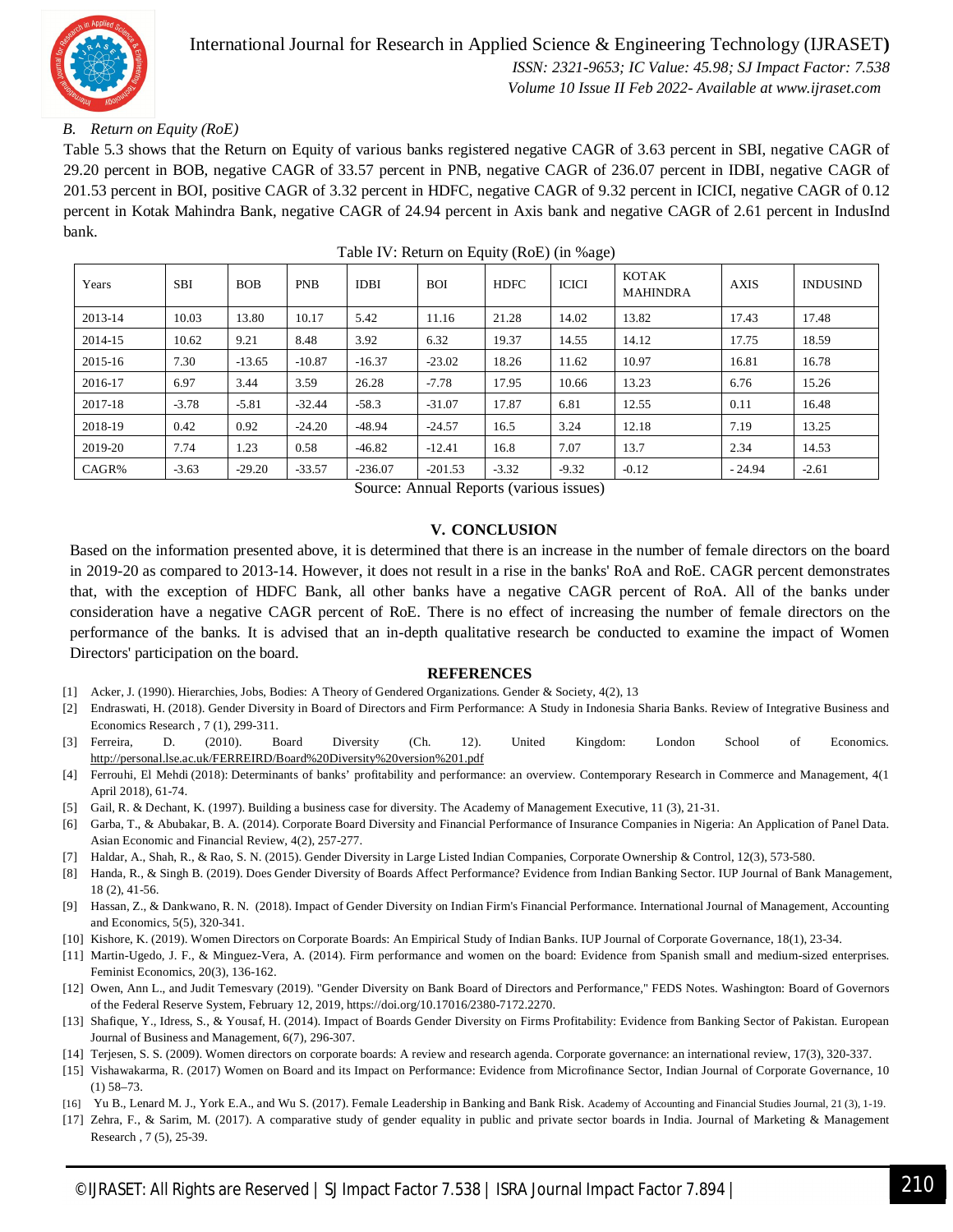### B. *Return on Equity (RoE)*

Table 5.3 shows that the Return on Equity of various banks registered negative CAGR of 3.63 percent in SBI, negative CAGR of 29.20 percent in BOB, negative CAGR of 33.57 percent in PNB, negative CAGR of 236.07 percent in IDBI, negative CAGR of 201.53 percent in BOI, positive CAGR of 3.32 percent in HDFC, negative CAGR of 9.32 percent in ICICI, negative CAGR of 0.12 percent in Kotak Mahindra Bank, negative CAGR of 24.94 percent in Axis bank and negative CAGR of 2.61 percent in IndusInd bank.

Table IV: Return on Equity (RoE) (in %age)

| Years | SBI | BOB | PNB | IDBI | BOI | HDFC | ICICI | KOTAK MAHINDRA | AXIS | INDUSIND |
|---|---|---|---|---|---|---|---|---|---|---|
| 2013-14 | 10.03 | 13.80 | 10.17 | 5.42 | 11.16 | 21.28 | 14.02 | 13.82 | 17.43 | 17.48 |
| 2014-15 | 10.62 | 9.21 | 8.48 | 3.92 | 6.32 | 19.37 | 14.55 | 14.12 | 17.75 | 18.59 |
| 2015-16 | 7.30 | -13.65 | -10.87 | -16.37 | -23.02 | 18.26 | 11.62 | 10.97 | 16.81 | 16.78 |
| 2016-17 | 6.97 | 3.44 | 3.59 | 26.28 | -7.78 | 17.95 | 10.66 | 13.23 | 6.76 | 15.26 |
| 2017-18 | -3.78 | -5.81 | -32.44 | -58.3 | -31.07 | 17.87 | 6.81 | 12.55 | 0.11 | 16.48 |
| 2018-19 | 0.42 | 0.92 | -24.20 | -48.94 | -24.57 | 16.5 | 3.24 | 12.18 | 7.19 | 13.25 |
| 2019-20 | 7.74 | 1.23 | 0.58 | -46.82 | -12.41 | 16.8 | 7.07 | 13.7 | 2.34 | 14.53 |
| CAGR% | -3.63 | -29.20 | -33.57 | -236.07 | -201.53 | -3.32 | -9.32 | -0.12 | - 24.94 | -2.61 |

Source: Annual Reports (various issues)

## V. CONCLUSION

Based on the information presented above, it is determined that there is an increase in the number of female directors on the board in 2019-20 as compared to 2013-14. However, it does not result in a rise in the banks' RoA and RoE. CAGR percent demonstrates that, with the exception of HDFC Bank, all other banks have a negative CAGR percent of RoA. All of the banks under consideration have a negative CAGR percent of RoE. There is no effect of increasing the number of female directors on the performance of the banks. It is advised that an in-depth qualitative research be conducted to examine the impact of Women Directors' participation on the board.

## REFERENCES

[1] Acker, J. (1990). Hierarchies, Jobs, Bodies: A Theory of Gendered Organizations. Gender & Society, 4(2), 13

[2] Endraswati, H. (2018). Gender Diversity in Board of Directors and Firm Performance: A Study in Indonesia Sharia Banks. Review of Integrative Business and Economics Research , 7 (1), 299-311.

[3] Ferreira, D. (2010). Board Diversity (Ch. 12). United Kingdom: London School of Economics. http://personal.lse.ac.uk/FERREIRD/Board%20Diversity%20version%201.pdf

[4] Ferrouhi, El Mehdi (2018): Determinants of banks' profitability and performance: an overview. Contemporary Research in Commerce and Management, 4(1 April 2018), 61-74.

[5] Gail, R. & Dechant, K. (1997). Building a business case for diversity. The Academy of Management Executive, 11 (3), 21-31.

[6] Garba, T., & Abubakar, B. A. (2014). Corporate Board Diversity and Financial Performance of Insurance Companies in Nigeria: An Application of Panel Data. Asian Economic and Financial Review, 4(2), 257-277.

[7] Haldar, A., Shah, R., & Rao, S. N. (2015). Gender Diversity in Large Listed Indian Companies, Corporate Ownership & Control, 12(3), 573-580.

[8] Handa, R., & Singh B. (2019). Does Gender Diversity of Boards Affect Performance? Evidence from Indian Banking Sector. IUP Journal of Bank Management, 18 (2), 41-56.

[9] Hassan, Z., & Dankwano, R. N. (2018). Impact of Gender Diversity on Indian Firm's Financial Performance. International Journal of Management, Accounting and Economics, 5(5), 320-341.

[10] Kishore, K. (2019). Women Directors on Corporate Boards: An Empirical Study of Indian Banks. IUP Journal of Corporate Governance, 18(1), 23-34.

[11] Martin-Ugedo, J. F., & Minguez-Vera, A. (2014). Firm performance and women on the board: Evidence from Spanish small and medium-sized enterprises. Feminist Economics, 20(3), 136-162.

[12] Owen, Ann L., and Judit Temesvary (2019). "Gender Diversity on Bank Board of Directors and Performance," FEDS Notes. Washington: Board of Governors of the Federal Reserve System, February 12, 2019, https://doi.org/10.17016/2380-7172.2270.

[13] Shafique, Y., Idress, S., & Yousaf, H. (2014). Impact of Boards Gender Diversity on Firms Profitability: Evidence from Banking Sector of Pakistan. European Journal of Business and Management, 6(7), 296-307.

[14] Terjesen, S. S. (2009). Women directors on corporate boards: A review and research agenda. Corporate governance: an international review, 17(3), 320-337.

[15] Vishawakarma, R. (2017) Women on Board and its Impact on Performance: Evidence from Microfinance Sector, Indian Journal of Corporate Governance, 10 (1) 58–73.

[16] Yu B., Lenard M. J., York E.A., and Wu S. (2017). Female Leadership in Banking and Bank Risk. Academy of Accounting and Financial Studies Journal, 21 (3), 1-19.

[17] Zehra, F., & Sarim, M. (2017). A comparative study of gender equality in public and private sector boards in India. Journal of Marketing & Management Research , 7 (5), 25-39.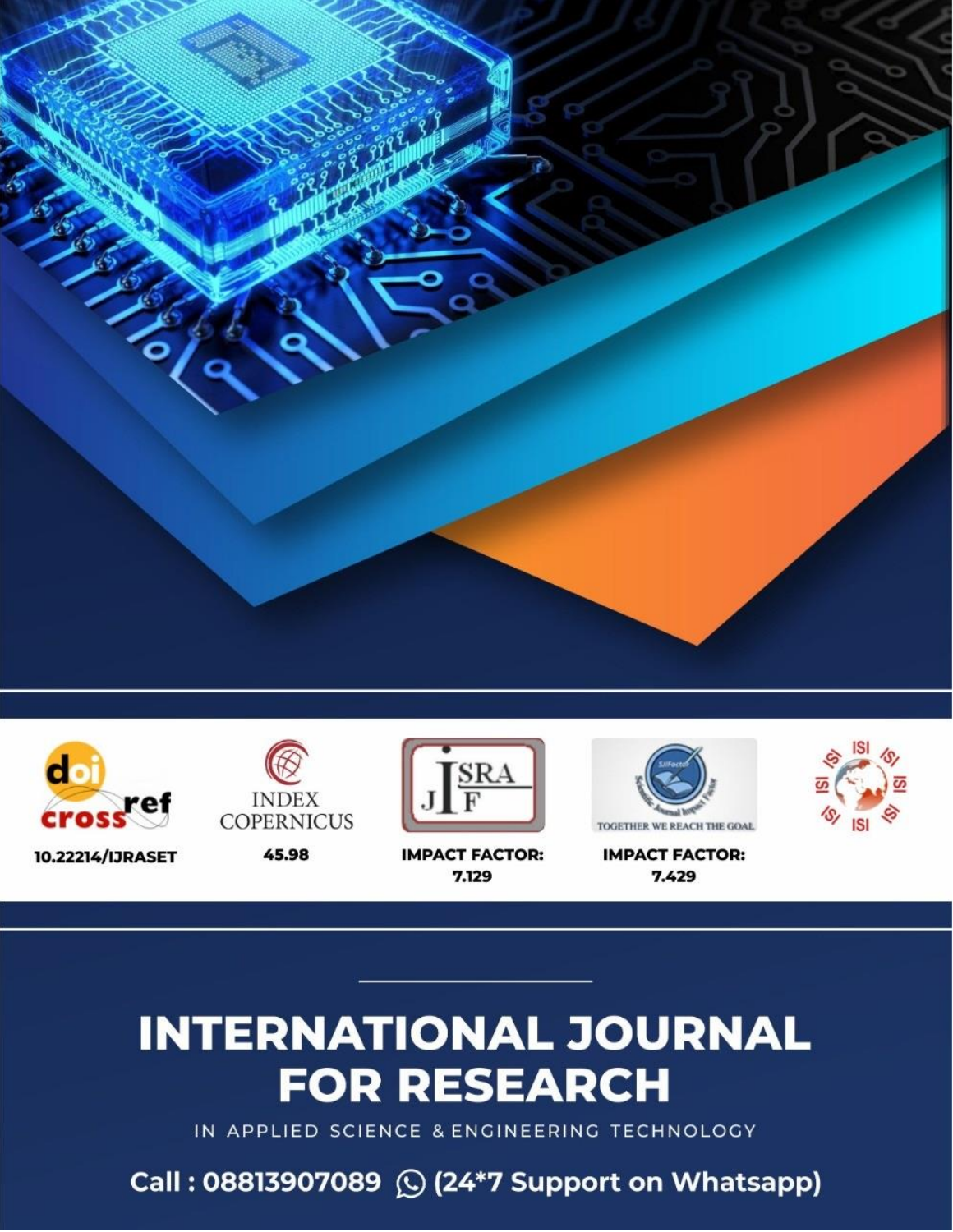10.22214/IJRASET

45.98

IMPACT FACTOR: 7.129

IMPACT FACTOR: 7.429

# INTERNATIONAL JOURNAL FOR RESEARCH

IN APPLIED SCIENCE & ENGINEERING TECHNOLOGY

Call : 08813907089 (24*7 Support on Whatsapp)